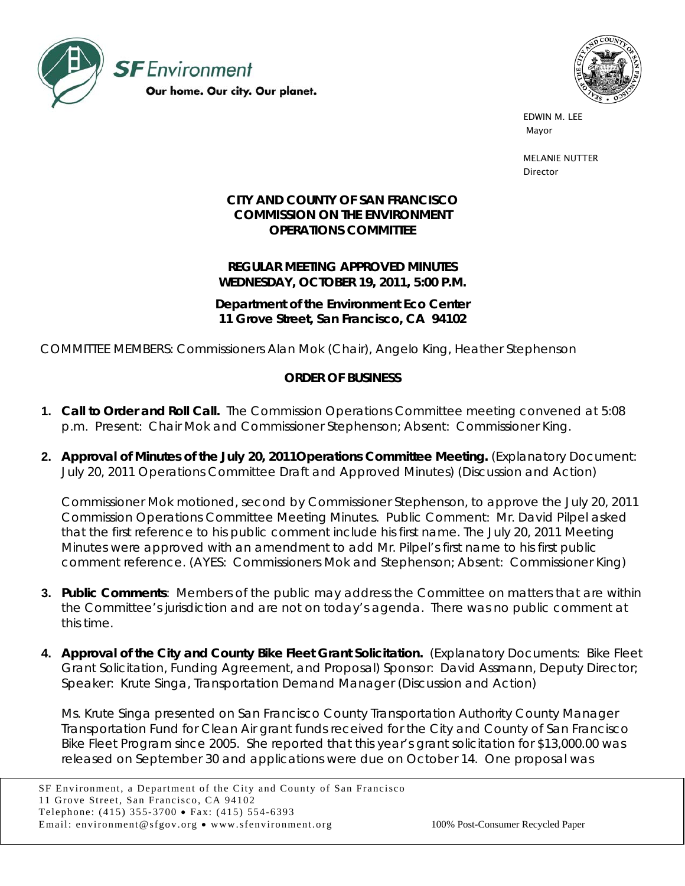SF Environment

Our home. Our city. Our planet.

EDWIN M. LEE
Mayor

MELANIE NUTTER
Director

**CITY AND COUNTY OF SAN FRANCISCO**
**COMMISSION ON THE ENVIRONMENT**
**OPERATIONS COMMITTEE**

**REGULAR MEETING APPROVED MINUTES**
**WEDNESDAY, OCTOBER 19, 2011, 5:00 P.M.**

**Department of the Environment Eco Center**
**11 Grove Street, San Francisco, CA 94102**

COMMITTEE MEMBERS: Commissioners Alan Mok (Chair), Angelo King, Heather Stephenson

**ORDER OF BUSINESS**

1. **Call to Order and Roll Call.** The Commission Operations Committee meeting convened at 5:08 p.m. Present: Chair Mok and Commissioner Stephenson; Absent: Commissioner King.

2. **Approval of Minutes of the July 20, 2011Operations Committee Meeting.** (Explanatory Document: July 20, 2011 Operations Committee Draft and Approved Minutes) (Discussion and Action)

   Commissioner Mok motioned, second by Commissioner Stephenson, to approve the July 20, 2011 Commission Operations Committee Meeting Minutes. Public Comment: Mr. David Pilpel asked that the first reference to his public comment include his first name. The July 20, 2011 Meeting Minutes were approved with an amendment to add Mr. Pilpel's first name to his first public comment reference. (AYES: Commissioners Mok and Stephenson; Absent: Commissioner King)

3. **Public Comments**: Members of the public may address the Committee on matters that are within the Committee's jurisdiction and are not on today's agenda. There was no public comment at this time.

4. **Approval of the City and County Bike Fleet Grant Solicitation.** (Explanatory Documents: Bike Fleet Grant Solicitation, Funding Agreement, and Proposal) Sponsor: David Assmann, Deputy Director; Speaker: Krute Singa, Transportation Demand Manager (Discussion and Action)

   Ms. Krute Singa presented on San Francisco County Transportation Authority County Manager Transportation Fund for Clean Air grant funds received for the City and County of San Francisco Bike Fleet Program since 2005. She reported that this year's grant solicitation for $13,000.00 was released on September 30 and applications were due on October 14. One proposal was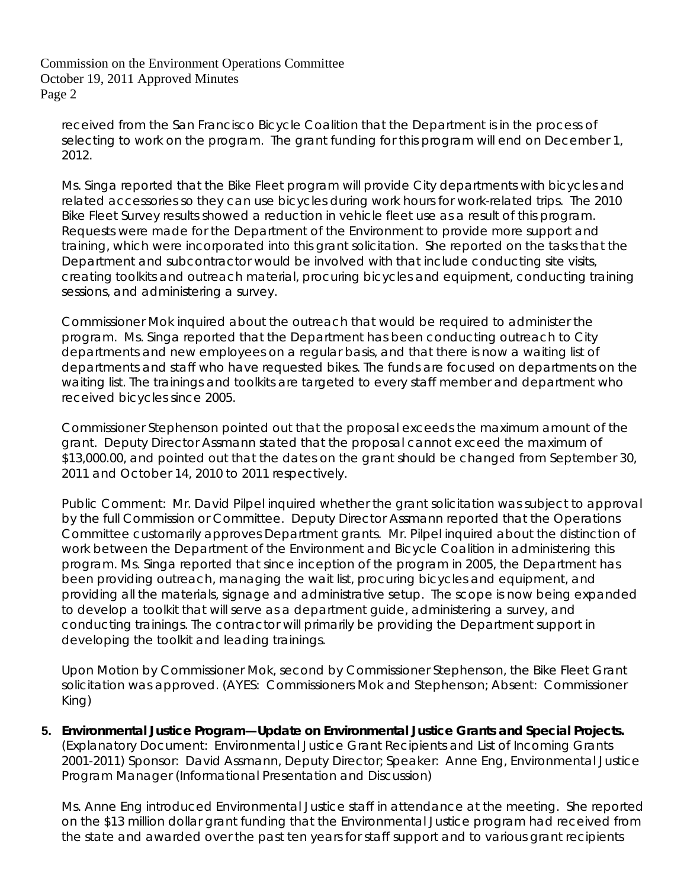received from the San Francisco Bicycle Coalition that the Department is in the process of selecting to work on the program. The grant funding for this program will end on December 1, 2012.

Ms. Singa reported that the Bike Fleet program will provide City departments with bicycles and related accessories so they can use bicycles during work hours for work-related trips. The 2010 Bike Fleet Survey results showed a reduction in vehicle fleet use as a result of this program. Requests were made for the Department of the Environment to provide more support and training, which were incorporated into this grant solicitation. She reported on the tasks that the Department and subcontractor would be involved with that include conducting site visits, creating toolkits and outreach material, procuring bicycles and equipment, conducting training sessions, and administering a survey.

Commissioner Mok inquired about the outreach that would be required to administer the program. Ms. Singa reported that the Department has been conducting outreach to City departments and new employees on a regular basis, and that there is now a waiting list of departments and staff who have requested bikes. The funds are focused on departments on the waiting list. The trainings and toolkits are targeted to every staff member and department who received bicycles since 2005.

Commissioner Stephenson pointed out that the proposal exceeds the maximum amount of the grant. Deputy Director Assmann stated that the proposal cannot exceed the maximum of $13,000.00, and pointed out that the dates on the grant should be changed from September 30, 2011 and October 14, 2010 to 2011 respectively.

Public Comment: Mr. David Pilpel inquired whether the grant solicitation was subject to approval by the full Commission or Committee. Deputy Director Assmann reported that the Operations Committee customarily approves Department grants. Mr. Pilpel inquired about the distinction of work between the Department of the Environment and Bicycle Coalition in administering this program. Ms. Singa reported that since inception of the program in 2005, the Department has been providing outreach, managing the wait list, procuring bicycles and equipment, and providing all the materials, signage and administrative setup. The scope is now being expanded to develop a toolkit that will serve as a department guide, administering a survey, and conducting trainings. The contractor will primarily be providing the Department support in developing the toolkit and leading trainings.

Upon Motion by Commissioner Mok, second by Commissioner Stephenson, the Bike Fleet Grant solicitation was approved. (AYES: Commissioners Mok and Stephenson; Absent: Commissioner King)

5. **Environmental Justice Program—Update on Environmental Justice Grants and Special Projects.** (Explanatory Document: Environmental Justice Grant Recipients and List of Incoming Grants 2001-2011) Sponsor: David Assmann, Deputy Director; Speaker: Anne Eng, Environmental Justice Program Manager (Informational Presentation and Discussion)

   Ms. Anne Eng introduced Environmental Justice staff in attendance at the meeting. She reported on the $13 million dollar grant funding that the Environmental Justice program had received from the state and awarded over the past ten years for staff support and to various grant recipients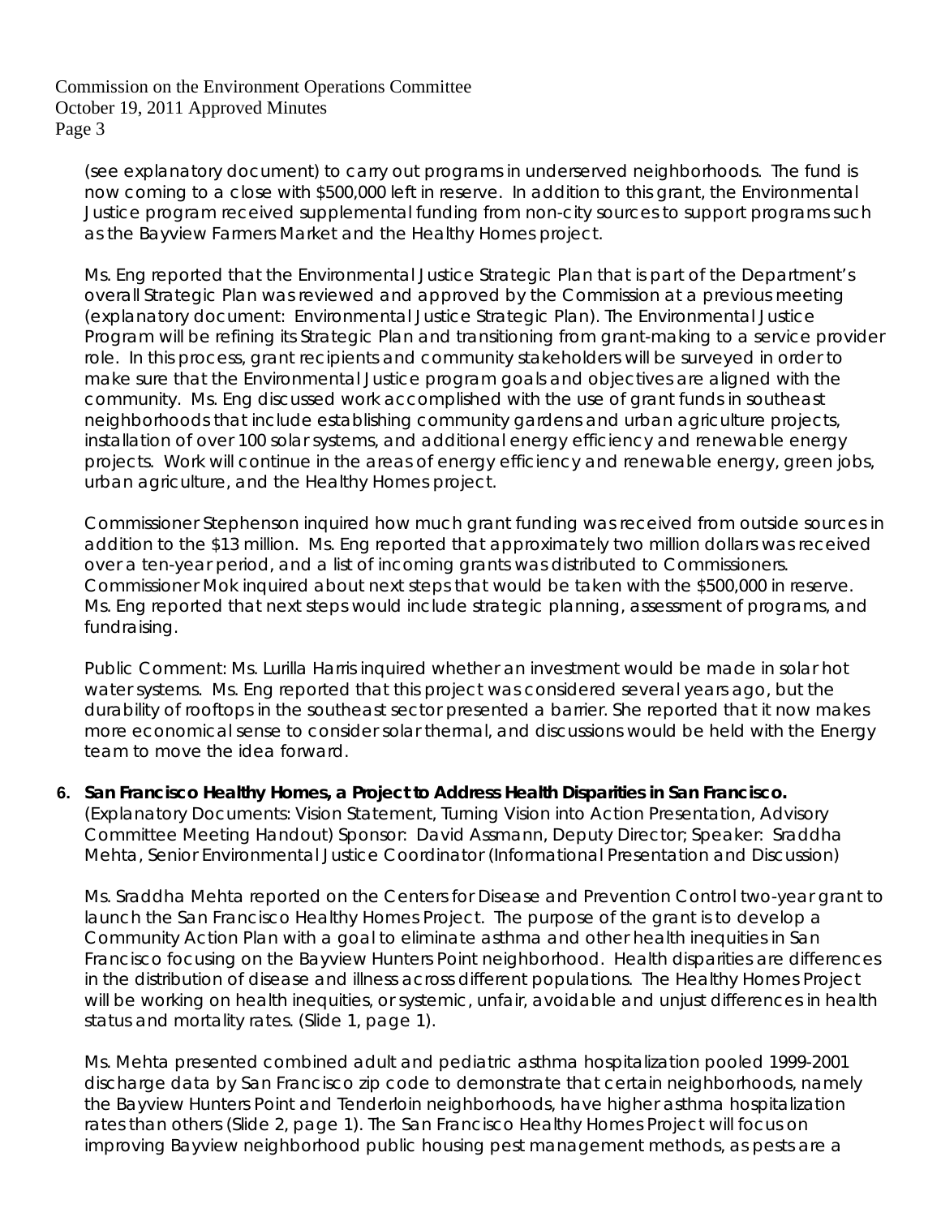(see explanatory document) to carry out programs in underserved neighborhoods. The fund is now coming to a close with $500,000 left in reserve. In addition to this grant, the Environmental Justice program received supplemental funding from non-city sources to support programs such as the Bayview Farmers Market and the Healthy Homes project.

Ms. Eng reported that the Environmental Justice Strategic Plan that is part of the Department's overall Strategic Plan was reviewed and approved by the Commission at a previous meeting (explanatory document: Environmental Justice Strategic Plan). The Environmental Justice Program will be refining its Strategic Plan and transitioning from grant-making to a service provider role. In this process, grant recipients and community stakeholders will be surveyed in order to make sure that the Environmental Justice program goals and objectives are aligned with the community. Ms. Eng discussed work accomplished with the use of grant funds in southeast neighborhoods that include establishing community gardens and urban agriculture projects, installation of over 100 solar systems, and additional energy efficiency and renewable energy projects. Work will continue in the areas of energy efficiency and renewable energy, green jobs, urban agriculture, and the Healthy Homes project.

Commissioner Stephenson inquired how much grant funding was received from outside sources in addition to the $13 million. Ms. Eng reported that approximately two million dollars was received over a ten-year period, and a list of incoming grants was distributed to Commissioners. Commissioner Mok inquired about next steps that would be taken with the $500,000 in reserve. Ms. Eng reported that next steps would include strategic planning, assessment of programs, and fundraising.

Public Comment: Ms. Lurilla Harris inquired whether an investment would be made in solar hot water systems. Ms. Eng reported that this project was considered several years ago, but the durability of rooftops in the southeast sector presented a barrier. She reported that it now makes more economical sense to consider solar thermal, and discussions would be held with the Energy team to move the idea forward.

**6. San Francisco Healthy Homes, a Project to Address Health Disparities in San Francisco.** (Explanatory Documents: Vision Statement, Turning Vision into Action Presentation, Advisory Committee Meeting Handout) Sponsor: David Assmann, Deputy Director; Speaker: Sraddha Mehta, Senior Environmental Justice Coordinator (Informational Presentation and Discussion)

Ms. Sraddha Mehta reported on the Centers for Disease and Prevention Control two-year grant to launch the San Francisco Healthy Homes Project. The purpose of the grant is to develop a Community Action Plan with a goal to eliminate asthma and other health inequities in San Francisco focusing on the Bayview Hunters Point neighborhood. Health disparities are differences in the distribution of disease and illness across different populations. The Healthy Homes Project will be working on health inequities, or systemic, unfair, avoidable and unjust differences in health status and mortality rates. (Slide 1, page 1).

Ms. Mehta presented combined adult and pediatric asthma hospitalization pooled 1999-2001 discharge data by San Francisco zip code to demonstrate that certain neighborhoods, namely the Bayview Hunters Point and Tenderloin neighborhoods, have higher asthma hospitalization rates than others (Slide 2, page 1). The San Francisco Healthy Homes Project will focus on improving Bayview neighborhood public housing pest management methods, as pests are a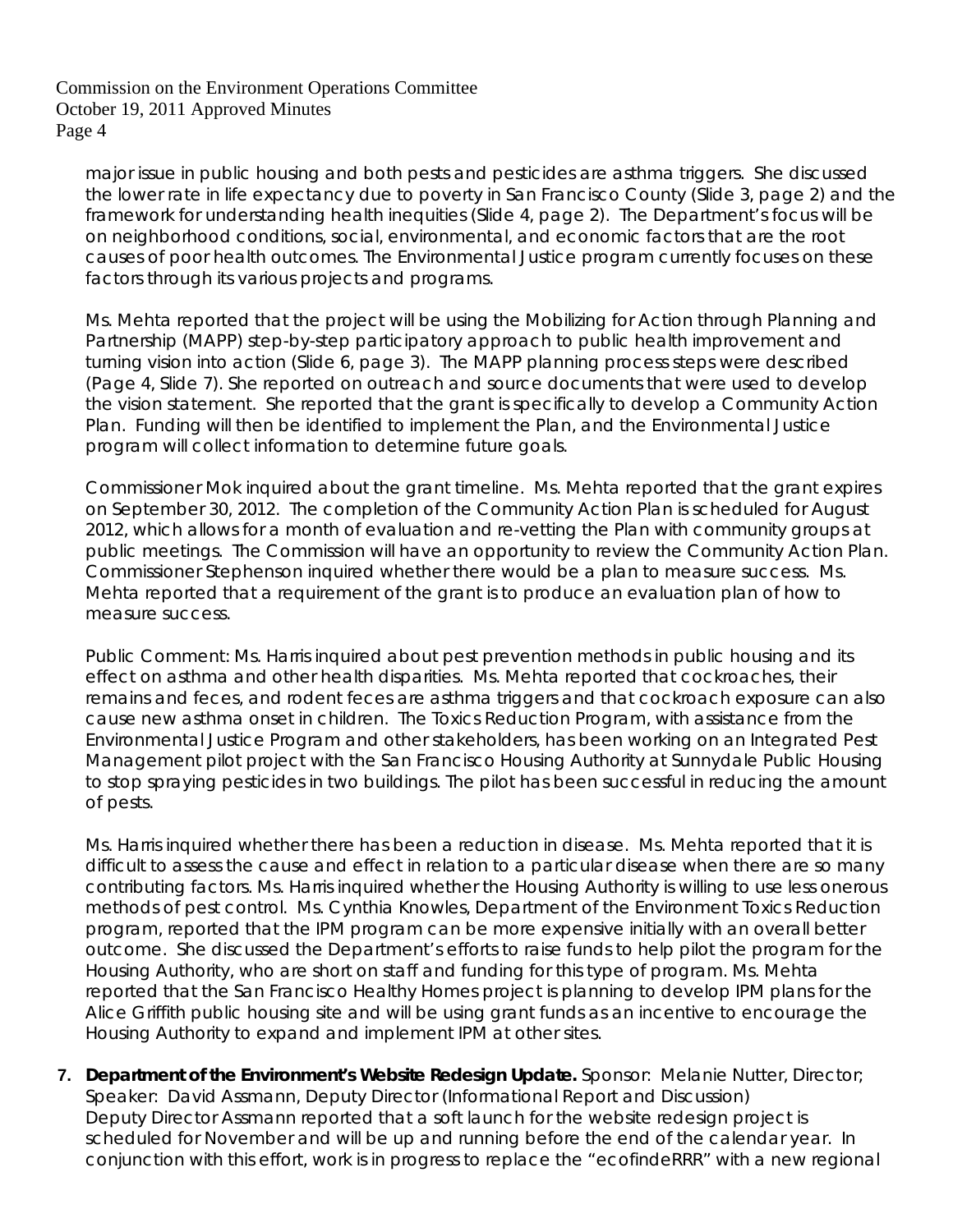major issue in public housing and both pests and pesticides are asthma triggers. She discussed the lower rate in life expectancy due to poverty in San Francisco County (Slide 3, page 2) and the framework for understanding health inequities (Slide 4, page 2). The Department's focus will be on neighborhood conditions, social, environmental, and economic factors that are the root causes of poor health outcomes. The Environmental Justice program currently focuses on these factors through its various projects and programs.

Ms. Mehta reported that the project will be using the Mobilizing for Action through Planning and Partnership (MAPP) step-by-step participatory approach to public health improvement and turning vision into action (Slide 6, page 3). The MAPP planning process steps were described (Page 4, Slide 7). She reported on outreach and source documents that were used to develop the vision statement. She reported that the grant is specifically to develop a Community Action Plan. Funding will then be identified to implement the Plan, and the Environmental Justice program will collect information to determine future goals.

Commissioner Mok inquired about the grant timeline. Ms. Mehta reported that the grant expires on September 30, 2012. The completion of the Community Action Plan is scheduled for August 2012, which allows for a month of evaluation and re-vetting the Plan with community groups at public meetings. The Commission will have an opportunity to review the Community Action Plan. Commissioner Stephenson inquired whether there would be a plan to measure success. Ms. Mehta reported that a requirement of the grant is to produce an evaluation plan of how to measure success.

Public Comment: Ms. Harris inquired about pest prevention methods in public housing and its effect on asthma and other health disparities. Ms. Mehta reported that cockroaches, their remains and feces, and rodent feces are asthma triggers and that cockroach exposure can also cause new asthma onset in children. The Toxics Reduction Program, with assistance from the Environmental Justice Program and other stakeholders, has been working on an Integrated Pest Management pilot project with the San Francisco Housing Authority at Sunnydale Public Housing to stop spraying pesticides in two buildings. The pilot has been successful in reducing the amount of pests.

Ms. Harris inquired whether there has been a reduction in disease. Ms. Mehta reported that it is difficult to assess the cause and effect in relation to a particular disease when there are so many contributing factors. Ms. Harris inquired whether the Housing Authority is willing to use less onerous methods of pest control. Ms. Cynthia Knowles, Department of the Environment Toxics Reduction program, reported that the IPM program can be more expensive initially with an overall better outcome. She discussed the Department's efforts to raise funds to help pilot the program for the Housing Authority, who are short on staff and funding for this type of program. Ms. Mehta reported that the San Francisco Healthy Homes project is planning to develop IPM plans for the Alice Griffith public housing site and will be using grant funds as an incentive to encourage the Housing Authority to expand and implement IPM at other sites.

7. **Department of the Environment's Website Redesign Update.** Sponsor: Melanie Nutter, Director; Speaker: David Assmann, Deputy Director (Informational Report and Discussion)
Deputy Director Assmann reported that a soft launch for the website redesign project is scheduled for November and will be up and running before the end of the calendar year. In conjunction with this effort, work is in progress to replace the "ecofindeRRR" with a new regional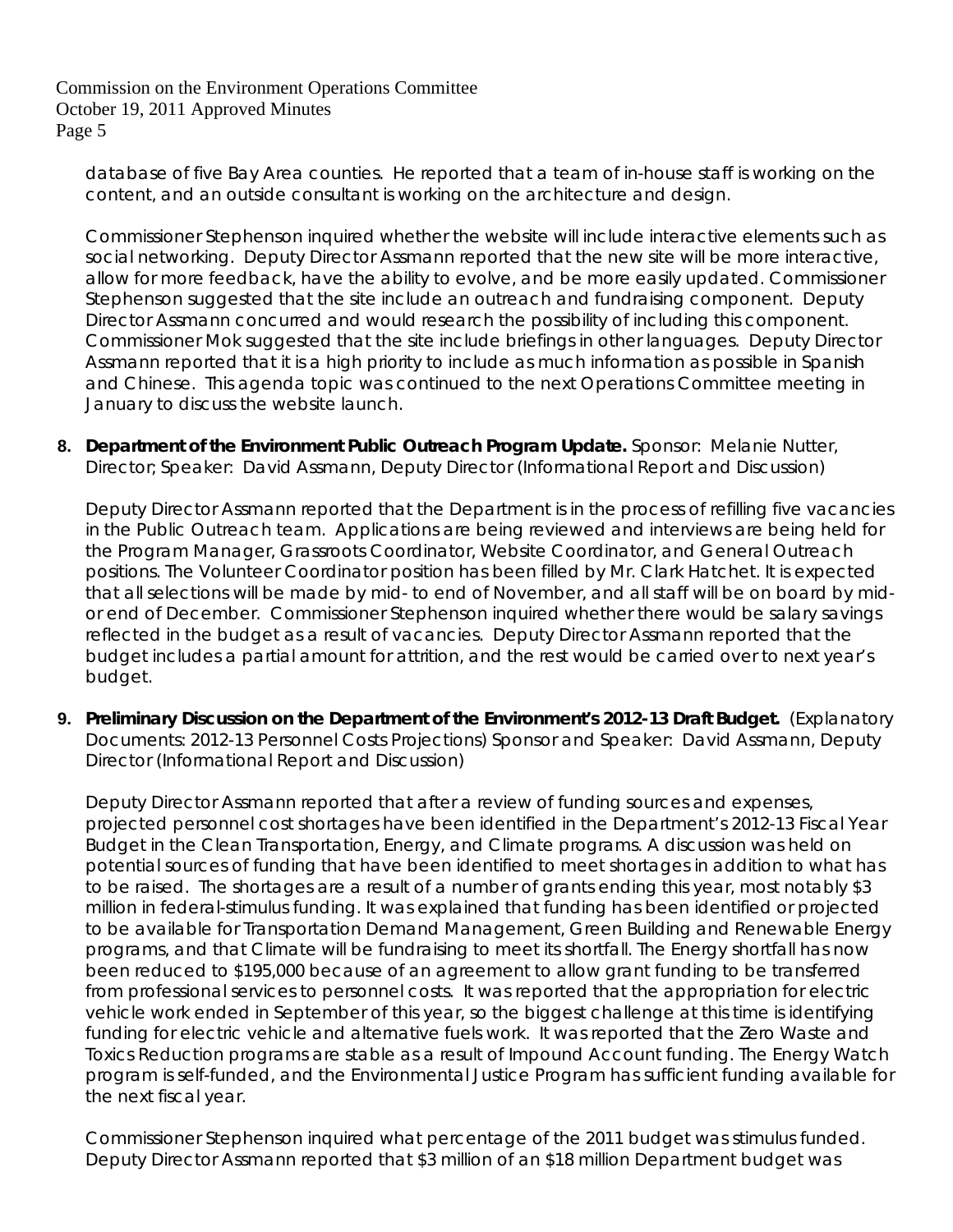database of five Bay Area counties. He reported that a team of in-house staff is working on the content, and an outside consultant is working on the architecture and design.

Commissioner Stephenson inquired whether the website will include interactive elements such as social networking. Deputy Director Assmann reported that the new site will be more interactive, allow for more feedback, have the ability to evolve, and be more easily updated. Commissioner Stephenson suggested that the site include an outreach and fundraising component. Deputy Director Assmann concurred and would research the possibility of including this component. Commissioner Mok suggested that the site include briefings in other languages. Deputy Director Assmann reported that it is a high priority to include as much information as possible in Spanish and Chinese. This agenda topic was continued to the next Operations Committee meeting in January to discuss the website launch.

**8. Department of the Environment Public Outreach Program Update.** Sponsor: Melanie Nutter, Director; Speaker: David Assmann, Deputy Director (Informational Report and Discussion)

Deputy Director Assmann reported that the Department is in the process of refilling five vacancies in the Public Outreach team. Applications are being reviewed and interviews are being held for the Program Manager, Grassroots Coordinator, Website Coordinator, and General Outreach positions. The Volunteer Coordinator position has been filled by Mr. Clark Hatchet. It is expected that all selections will be made by mid- to end of November, and all staff will be on board by mid- or end of December. Commissioner Stephenson inquired whether there would be salary savings reflected in the budget as a result of vacancies. Deputy Director Assmann reported that the budget includes a partial amount for attrition, and the rest would be carried over to next year's budget.

**9. Preliminary Discussion on the Department of the Environment's 2012-13 Draft Budget.** (Explanatory Documents: 2012-13 Personnel Costs Projections) Sponsor and Speaker: David Assmann, Deputy Director (Informational Report and Discussion)

Deputy Director Assmann reported that after a review of funding sources and expenses, projected personnel cost shortages have been identified in the Department's 2012-13 Fiscal Year Budget in the Clean Transportation, Energy, and Climate programs. A discussion was held on potential sources of funding that have been identified to meet shortages in addition to what has to be raised. The shortages are a result of a number of grants ending this year, most notably $3 million in federal-stimulus funding. It was explained that funding has been identified or projected to be available for Transportation Demand Management, Green Building and Renewable Energy programs, and that Climate will be fundraising to meet its shortfall. The Energy shortfall has now been reduced to $195,000 because of an agreement to allow grant funding to be transferred from professional services to personnel costs. It was reported that the appropriation for electric vehicle work ended in September of this year, so the biggest challenge at this time is identifying funding for electric vehicle and alternative fuels work. It was reported that the Zero Waste and Toxics Reduction programs are stable as a result of Impound Account funding. The Energy Watch program is self-funded, and the Environmental Justice Program has sufficient funding available for the next fiscal year.

Commissioner Stephenson inquired what percentage of the 2011 budget was stimulus funded. Deputy Director Assmann reported that $3 million of an $18 million Department budget was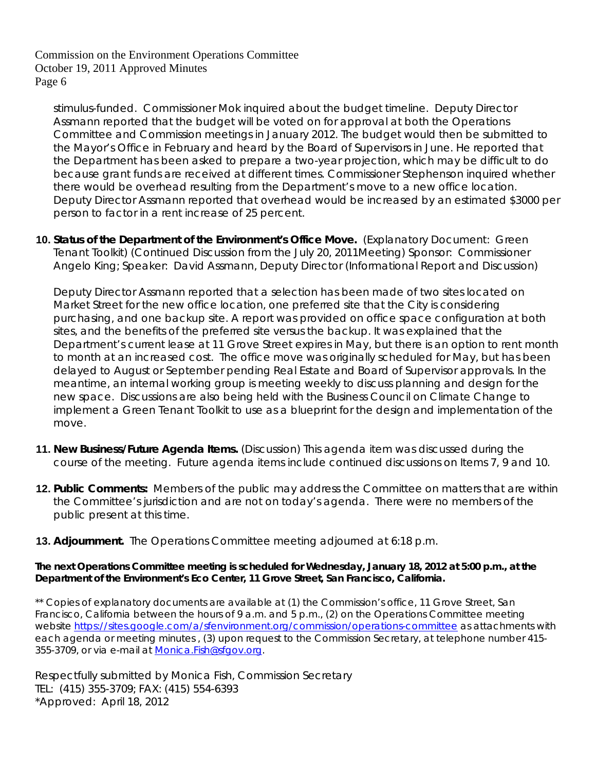stimulus-funded. Commissioner Mok inquired about the budget timeline. Deputy Director Assmann reported that the budget will be voted on for approval at both the Operations Committee and Commission meetings in January 2012. The budget would then be submitted to the Mayor's Office in February and heard by the Board of Supervisors in June. He reported that the Department has been asked to prepare a two-year projection, which may be difficult to do because grant funds are received at different times. Commissioner Stephenson inquired whether there would be overhead resulting from the Department's move to a new office location. Deputy Director Assmann reported that overhead would be increased by an estimated $3000 per person to factor in a rent increase of 25 percent.

10. **Status of the Department of the Environment's Office Move.** (Explanatory Document: Green Tenant Toolkit) (Continued Discussion from the July 20, 2011Meeting) Sponsor: Commissioner Angelo King; Speaker: David Assmann, Deputy Director (Informational Report and Discussion)

    Deputy Director Assmann reported that a selection has been made of two sites located on Market Street for the new office location, one preferred site that the City is considering purchasing, and one backup site. A report was provided on office space configuration at both sites, and the benefits of the preferred site versus the backup. It was explained that the Department's current lease at 11 Grove Street expires in May, but there is an option to rent month to month at an increased cost. The office move was originally scheduled for May, but has been delayed to August or September pending Real Estate and Board of Supervisor approvals. In the meantime, an internal working group is meeting weekly to discuss planning and design for the new space. Discussions are also being held with the Business Council on Climate Change to implement a Green Tenant Toolkit to use as a blueprint for the design and implementation of the move.

11. **New Business/Future Agenda Items.** (Discussion) This agenda item was discussed during the course of the meeting. Future agenda items include continued discussions on Items 7, 9 and 10.

12. **Public Comments:** Members of the public may address the Committee on matters that are within the Committee's jurisdiction and are not on today's agenda. There were no members of the public present at this time.

13. **Adjournment.** The Operations Committee meeting adjourned at 6:18 p.m.

**The next Operations Committee meeting is scheduled for Wednesday, January 18, 2012 at 5:00 p.m., at the Department of the Environment's Eco Center, 11 Grove Street, San Francisco, California.**

** Copies of explanatory documents are available at (1) the Commission's office, 11 Grove Street, San Francisco, California between the hours of 9 a.m. and 5 p.m., (2) on the Operations Committee meeting website https://sites.google.com/a/sfenvironment.org/commission/operations-committee as attachments with each agenda or meeting minutes , (3) upon request to the Commission Secretary, at telephone number 415-355-3709, or via e-mail at Monica.Fish@sfgov.org.

Respectfully submitted by Monica Fish, Commission Secretary
TEL: (415) 355-3709; FAX: (415) 554-6393
*Approved: April 18, 2012